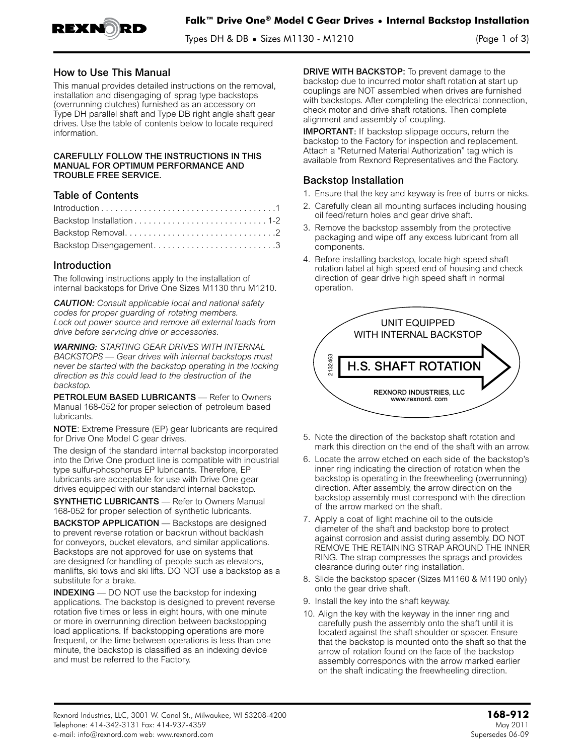# Falk™ Drive One® Model C Gear Drives • Internal Backstop Installation

Types DH & DB • Sizes M1130 - M1210

## How to Use This Manual

This manual provides detailed instructions on the removal, installation and disengaging of sprag type backstops (overrunning clutches) furnished as an accessory on Type DH parallel shaft and Type DB right angle shaft gear drives. Use the table of contents below to locate required information.

**CAREFULLY FOLLOW THE INSTRUCTIONS IN THIS MANUAL FOR OPTIMUM PERFORMANCE AND TROUBLE FREE SERVICE.**

## Table of Contents

Introduction . . . . . . . . . . . . . . . . . . . . . . . . . . . . . . . . . . . . .1
Backstop Installation . . . . . . . . . . . . . . . . . . . . . . . . . . . 1-2
Backstop Removal. . . . . . . . . . . . . . . . . . . . . . . . . . . . . . .2
Backstop Disengagement. . . . . . . . . . . . . . . . . . . . . . . . . .3

## Introduction

The following instructions apply to the installation of internal backstops for Drive One Sizes M1130 thru M1210.

***CAUTION:*** *Consult applicable local and national safety codes for proper guarding of rotating members. Lock out power source and remove all external loads from drive before servicing drive or accessories.*

***WARNING:*** *STARTING GEAR DRIVES WITH INTERNAL BACKSTOPS — Gear drives with internal backstops must never be started with the backstop operating in the locking direction as this could lead to the destruction of the backstop.*

**PETROLEUM BASED LUBRICANTS** — Refer to Owners Manual 168-052 for proper selection of petroleum based lubricants.

**NOTE**: Extreme Pressure (EP) gear lubricants are required for Drive One Model C gear drives.

The design of the standard internal backstop incorporated into the Drive One product line is compatible with industrial type sulfur-phosphorus EP lubricants. Therefore, EP lubricants are acceptable for use with Drive One gear drives equipped with our standard internal backstop.

**SYNTHETIC LUBRICANTS** — Refer to Owners Manual 168-052 for proper selection of synthetic lubricants.

**BACKSTOP APPLICATION** — Backstops are designed to prevent reverse rotation or backrun without backlash for conveyors, bucket elevators, and similar applications. Backstops are not approved for use on systems that are designed for handling of people such as elevators, manlifts, ski tows and ski lifts. DO NOT use a backstop as a substitute for a brake.

**INDEXING** — DO NOT use the backstop for indexing applications. The backstop is designed to prevent reverse rotation five times or less in eight hours, with one minute or more in overrunning direction between backstopping load applications. If backstopping operations are more frequent, or the time between operations is less than one minute, the backstop is classified as an indexing device and must be referred to the Factory.

**DRIVE WITH BACKSTOP:** To prevent damage to the backstop due to incurred motor shaft rotation at start up couplings are NOT assembled when drives are furnished with backstops. After completing the electrical connection, check motor and drive shaft rotations. Then complete alignment and assembly of coupling.

**IMPORTANT:** If backstop slippage occurs, return the backstop to the Factory for inspection and replacement. Attach a "Returned Material Authorization" tag which is available from Rexnord Representatives and the Factory.

## Backstop Installation

1. Ensure that the key and keyway is free of burrs or nicks.
2. Carefully clean all mounting surfaces including housing oil feed/return holes and gear drive shaft.
3. Remove the backstop assembly from the protective packaging and wipe off any excess lubricant from all components.
4. Before installing backstop, locate high speed shaft rotation label at high speed end of housing and check direction of gear drive high speed shaft in normal operation.

UNIT EQUIPPED WITH INTERNAL BACKSTOP
H.S. SHAFT ROTATION
2132463
REXNORD INDUSTRIES, LLC
www.rexnord. com

5. Note the direction of the backstop shaft rotation and mark this direction on the end of the shaft with an arrow.
6. Locate the arrow etched on each side of the backstop's inner ring indicating the direction of rotation when the backstop is operating in the freewheeling (overrunning) direction. After assembly, the arrow direction on the backstop assembly must correspond with the direction of the arrow marked on the shaft.
7. Apply a coat of light machine oil to the outside diameter of the shaft and backstop bore to protect against corrosion and assist during assembly. DO NOT REMOVE THE RETAINING STRAP AROUND THE INNER RING. The strap compresses the sprags and provides clearance during outer ring installation.
8. Slide the backstop spacer (Sizes M1160 & M1190 only) onto the gear drive shaft.
9. Install the key into the shaft keyway.
10. Align the key with the keyway in the inner ring and carefully push the assembly onto the shaft until it is located against the shaft shoulder or spacer. Ensure that the backstop is mounted onto the shaft so that the arrow of rotation found on the face of the backstop assembly corresponds with the arrow marked earlier on the shaft indicating the freewheeling direction.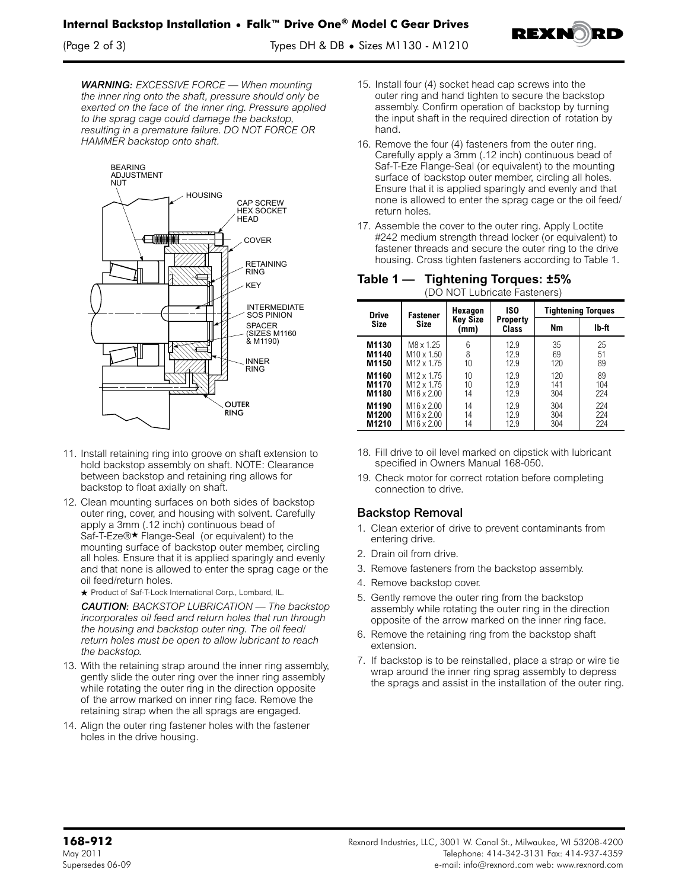*WARNING: EXCESSIVE FORCE — When mounting the inner ring onto the shaft, pressure should only be exerted on the face of the inner ring. Pressure applied to the sprag cage could damage the backstop, resulting in a premature failure. DO NOT FORCE OR HAMMER backstop onto shaft.*

BEARING ADJUSTMENT NUT
HOUSING
CAP SCREW HEX SOCKET HEAD
COVER
RETAINING RING
KEY
INTERMEDIATE SOS PINION
SPACER (SIZES M1160 & M1190)
INNER RING
OUTER RING

11. Install retaining ring into groove on shaft extension to hold backstop assembly on shaft. NOTE: Clearance between backstop and retaining ring allows for backstop to float axially on shaft.
12. Clean mounting surfaces on both sides of backstop outer ring, cover, and housing with solvent. Carefully apply a 3mm (.12 inch) continuous bead of Saf-T-Eze®★ Flange-Seal (or equivalent) to the mounting surface of backstop outer member, circling all holes. Ensure that it is applied sparingly and evenly and that none is allowed to enter the sprag cage or the oil feed/return holes.

   ★ Product of Saf-T-Lock International Corp., Lombard, IL.

   ***CAUTION:*** *BACKSTOP LUBRICATION — The backstop incorporates oil feed and return holes that run through the housing and backstop outer ring. The oil feed/return holes must be open to allow lubricant to reach the backstop.*

13. With the retaining strap around the inner ring assembly, gently slide the outer ring over the inner ring assembly while rotating the outer ring in the direction opposite of the arrow marked on inner ring face. Remove the retaining strap when the all sprags are engaged.
14. Align the outer ring fastener holes with the fastener holes in the drive housing.
15. Install four (4) socket head cap screws into the outer ring and hand tighten to secure the backstop assembly. Confirm operation of backstop by turning the input shaft in the required direction of rotation by hand.
16. Remove the four (4) fasteners from the outer ring. Carefully apply a 3mm (.12 inch) continuous bead of Saf-T-Eze Flange-Seal (or equivalent) to the mounting surface of backstop outer member, circling all holes. Ensure that it is applied sparingly and evenly and that none is allowed to enter the sprag cage or the oil feed/return holes.
17. Assemble the cover to the outer ring. Apply Loctite #242 medium strength thread locker (or equivalent) to fastener threads and secure the outer ring to the drive housing. Cross tighten fasteners according to Table 1.

### Table 1 — Tightening Torques: ±5%

(DO NOT Lubricate Fasteners)

| Drive Size | Fastener Size | Hexagon Key Size (mm) | ISO Property Class | Tightening Torques | |
|---|---|---|---|---|---|
| | | | | Nm | lb-ft |
| **M1130** | M8 x 1.25 | 6 | 12.9 | 35 | 25 |
| **M1140** | M10 x 1.50 | 8 | 12.9 | 69 | 51 |
| **M1150** | M12 x 1.75 | 10 | 12.9 | 120 | 89 |
| **M1160** | M12 x 1.75 | 10 | 12.9 | 120 | 89 |
| **M1170** | M12 x 1.75 | 10 | 12.9 | 141 | 104 |
| **M1180** | M16 x 2.00 | 14 | 12.9 | 304 | 224 |
| **M1190** | M16 x 2.00 | 14 | 12.9 | 304 | 224 |
| **M1200** | M16 x 2.00 | 14 | 12.9 | 304 | 224 |
| **M1210** | M16 x 2.00 | 14 | 12.9 | 304 | 224 |

18. Fill drive to oil level marked on dipstick with lubricant specified in Owners Manual 168-050.
19. Check motor for correct rotation before completing connection to drive.

## Backstop Removal

1. Clean exterior of drive to prevent contaminants from entering drive.
2. Drain oil from drive.
3. Remove fasteners from the backstop assembly.
4. Remove backstop cover.
5. Gently remove the outer ring from the backstop assembly while rotating the outer ring in the direction opposite of the arrow marked on the inner ring face.
6. Remove the retaining ring from the backstop shaft extension.
7. If backstop is to be reinstalled, place a strap or wire tie wrap around the inner ring sprag assembly to depress the sprags and assist in the installation of the outer ring.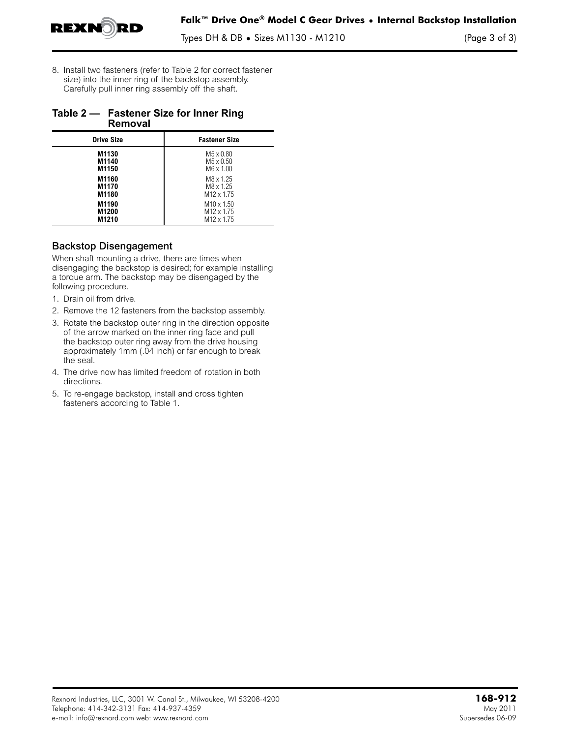8. Install two fasteners (refer to Table 2 for correct fastener size) into the inner ring of the backstop assembly. Carefully pull inner ring assembly off the shaft.

**Table 2 — Fastener Size for Inner Ring Removal**

| Drive Size | Fastener Size |
|---|---|
| M1130 | M5 x 0.80 |
| M1140 | M5 x 0.50 |
| M1150 | M6 x 1.00 |
| M1160 | M8 x 1.25 |
| M1170 | M8 x 1.25 |
| M1180 | M12 x 1.75 |
| M1190 | M10 x 1.50 |
| M1200 | M12 x 1.75 |
| M1210 | M12 x 1.75 |

## Backstop Disengagement

When shaft mounting a drive, there are times when disengaging the backstop is desired; for example installing a torque arm. The backstop may be disengaged by the following procedure.

1. Drain oil from drive.
2. Remove the 12 fasteners from the backstop assembly.
3. Rotate the backstop outer ring in the direction opposite of the arrow marked on the inner ring face and pull the backstop outer ring away from the drive housing approximately 1mm (.04 inch) or far enough to break the seal.
4. The drive now has limited freedom of rotation in both directions.
5. To re-engage backstop, install and cross tighten fasteners according to Table 1.